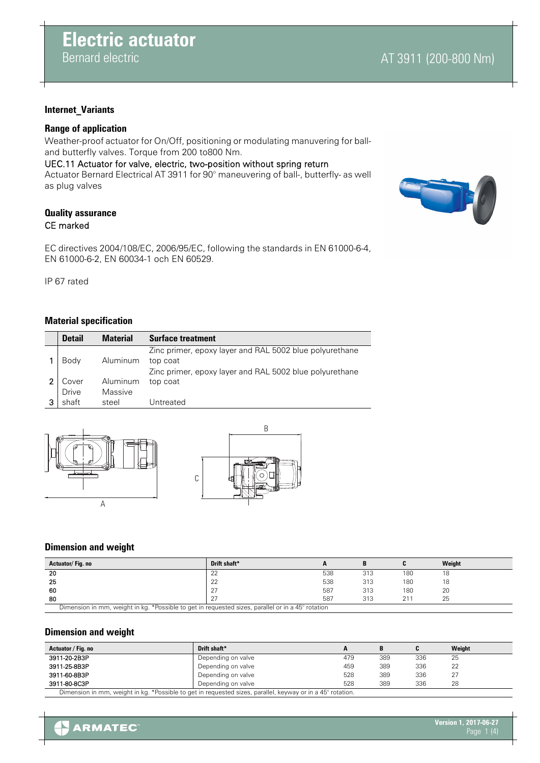# Electric actuator

Bernard electric

AT 3911 (200-800 Nm)

**Internet_Variants**

## Range of application

Weather-proof actuator for On/Off, positioning or modulating manuvering for ball- and butterfly valves. Torque from 200 to800 Nm.

UEC.11 Actuator for valve, electric, two-position without spring return

Actuator Bernard Electrical AT 3911 for 90° maneuvering of ball-, butterfly- as well as plug valves

## Quality assurance

CE marked

EC directives 2004/108/EC, 2006/95/EC, following the standards in EN 61000-6-4, EN 61000-6-2, EN 60034-1 och EN 60529.

IP 67 rated

## Material specification

| | Detail | Material | Surface treatment |
|---|---|---|---|
| 1 | Body | Aluminum | Zinc primer, epoxy layer and RAL 5002 blue polyurethane top coat |
| 2 | Cover | Aluminum | Zinc primer, epoxy layer and RAL 5002 blue polyurethane top coat |
| 3 | Drive shaft | Massive steel | Untreated |

## Dimension and weight

| Actuator/ Fig. no | Drift shaft* | A | B | C | Weight |
|---|---|---|---|---|---|
| 20 | 22 | 538 | 313 | 180 | 18 |
| 25 | 22 | 538 | 313 | 180 | 18 |
| 60 | 27 | 587 | 313 | 180 | 20 |
| 80 | 27 | 587 | 313 | 211 | 25 |

Dimension in mm, weight in kg. *Possible to get in requested sizes, parallel or in a 45° rotation

## Dimension and weight

| Actuator / Fig. no | Drift shaft* | A | B | C | Weight |
|---|---|---|---|---|---|
| 3911-20-2B3P | Depending on valve | 479 | 389 | 336 | 25 |
| 3911-25-8B3P | Depending on valve | 459 | 389 | 336 | 22 |
| 3911-60-8B3P | Depending on valve | 528 | 389 | 336 | 27 |
| 3911-80-8C3P | Depending on valve | 528 | 389 | 336 | 28 |

Dimension in mm, weight in kg. *Possible to get in requested sizes, parallel, keyway or in a 45° rotation.

Version 1, 2017-06-27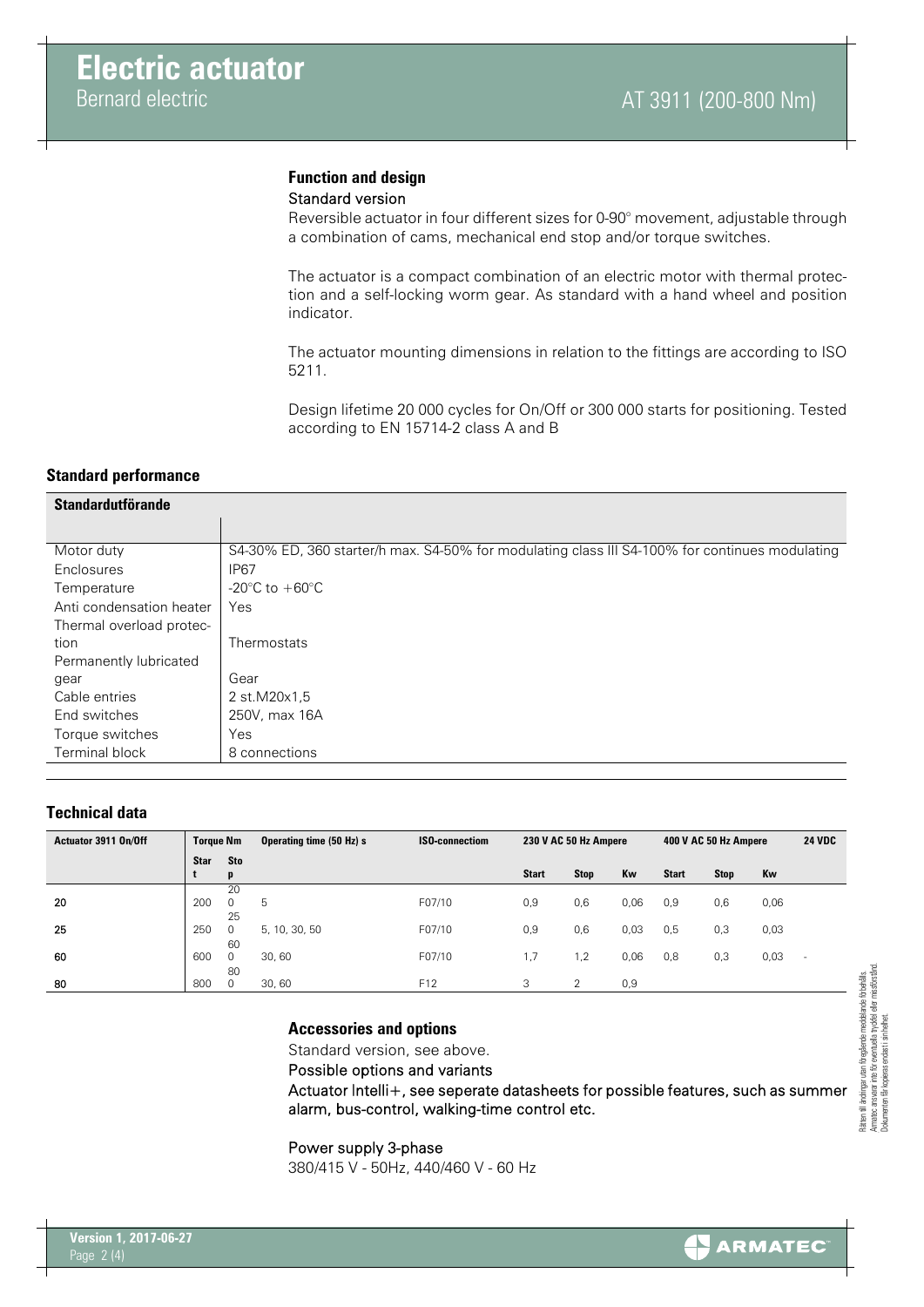# Electric actuator

Bernard electric

AT 3911 (200-800 Nm)

### Function and design

Standard version

Reversible actuator in four different sizes for 0-90° movement, adjustable through a combination of cams, mechanical end stop and/or torque switches.

The actuator is a compact combination of an electric motor with thermal protection and a self-locking worm gear. As standard with a hand wheel and position indicator.

The actuator mounting dimensions in relation to the fittings are according to ISO 5211.

Design lifetime 20 000 cycles for On/Off or 300 000 starts for positioning. Tested according to EN 15714-2 class A and B

### Standard performance

| Standardutförande | |
|---|---|
| Motor duty | S4-30% ED, 360 starter/h max. S4-50% for modulating class III S4-100% for continues modulating |
| Enclosures | IP67 |
| Temperature | -20°C to +60°C |
| Anti condensation heater | Yes |
| Thermal overload protection | Thermostats |
| Permanently lubricated gear | Gear |
| Cable entries | 2 st.M20x1,5 |
| End switches | 250V, max 16A |
| Torque switches | Yes |
| Terminal block | 8 connections |

### Technical data

| Actuator 3911 On/Off | Torque Nm | | Operating time (50 Hz) s | ISO-connectiom | 230 V AC 50 Hz Ampere | | | 400 V AC 50 Hz Ampere | | | 24 VDC |
|---|---|---|---|---|---|---|---|---|---|---|---|
| | Start | Stop | | | Start | Stop | Kw | Start | Stop | Kw | |
| 20 | 200 | 200 | 5 | F07/10 | 0,9 | 0,6 | 0,06 | 0,9 | 0,6 | 0,06 | |
| 25 | 250 | 250 | 5, 10, 30, 50 | F07/10 | 0,9 | 0,6 | 0,03 | 0,5 | 0,3 | 0,03 | |
| 60 | 600 | 600 | 30, 60 | F07/10 | 1,7 | 1,2 | 0,06 | 0,8 | 0,3 | 0,03 | - |
| 80 | 800 | 800 | 30, 60 | F12 | 3 | 2 | 0,9 | | | | |

### Accessories and options

Standard version, see above.

Possible options and variants

Actuator Intelli+, see seperate datasheets for possible features, such as summer alarm, bus-control, walking-time control etc.

Power supply 3-phase

380/415 V - 50Hz, 440/460 V - 60 Hz

Rätten till ändringar utan föregående meddelande förbehålls. Armatec ansvarar inte för eventuella tryckfel eller missförstånd. Dokumentet får kopieras endast i sin helhet.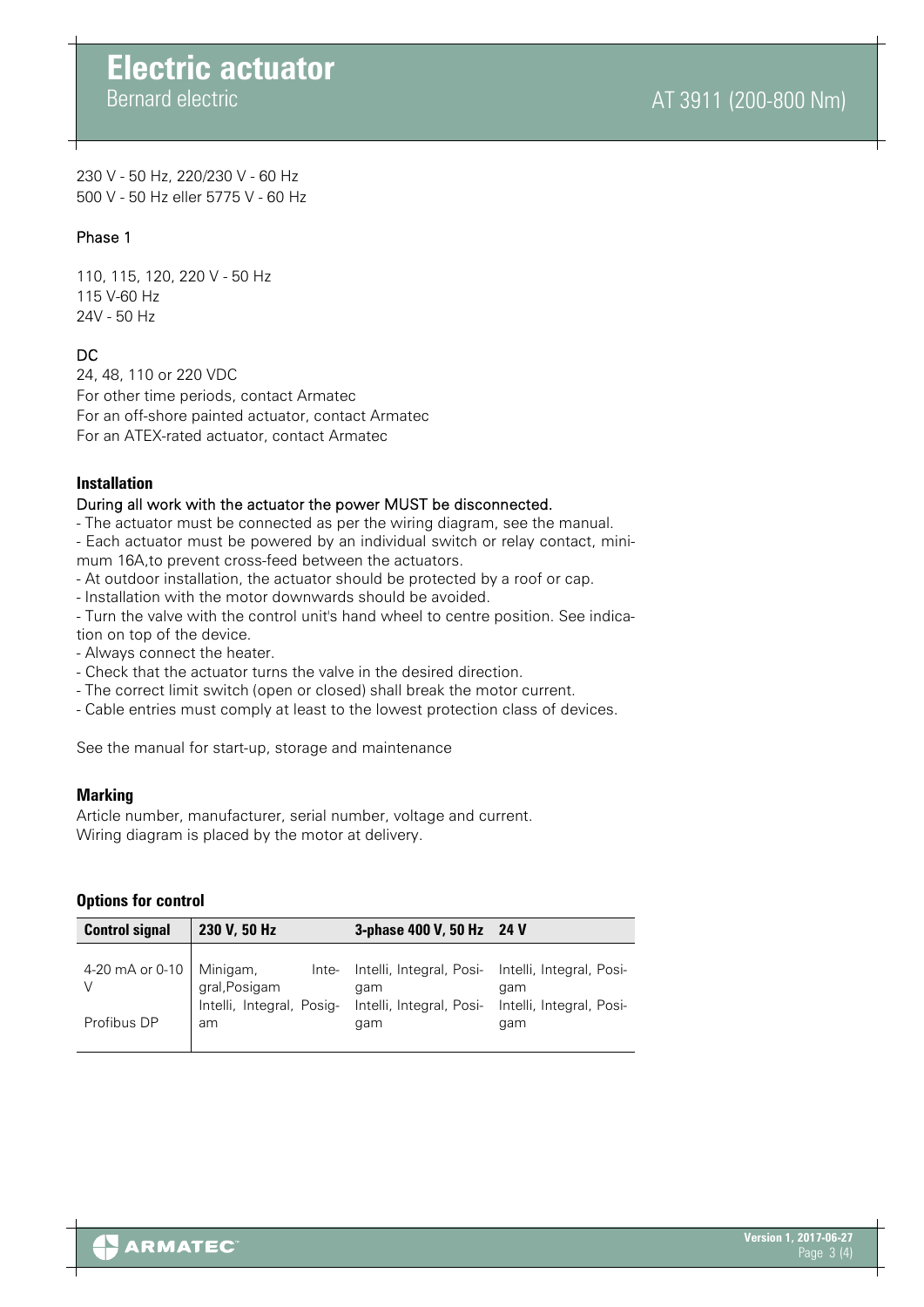230 V - 50 Hz, 220/230 V - 60 Hz
500 V - 50 Hz eller 5775 V - 60 Hz

Phase 1

110, 115, 120, 220 V - 50 Hz
115 V-60 Hz
24V - 50 Hz

DC
24, 48, 110 or 220 VDC
For other time periods, contact Armatec
For an off-shore painted actuator, contact Armatec
For an ATEX-rated actuator, contact Armatec

### Installation

During all work with the actuator the power MUST be disconnected.

- The actuator must be connected as per the wiring diagram, see the manual.
- Each actuator must be powered by an individual switch or relay contact, minimum 16A,to prevent cross-feed between the actuators.
- At outdoor installation, the actuator should be protected by a roof or cap.
- Installation with the motor downwards should be avoided.
- Turn the valve with the control unit's hand wheel to centre position. See indication on top of the device.
- Always connect the heater.
- Check that the actuator turns the valve in the desired direction.
- The correct limit switch (open or closed) shall break the motor current.
- Cable entries must comply at least to the lowest protection class of devices.

See the manual for start-up, storage and maintenance

### Marking

Article number, manufacturer, serial number, voltage and current.
Wiring diagram is placed by the motor at delivery.

### Options for control

| Control signal | 230 V, 50 Hz | 3-phase 400 V, 50 Hz | 24 V |
|---|---|---|---|
| 4-20 mA or 0-10 V | Minigam, Integral,Posigam | Intelli, Integral, Posigam | Intelli, Integral, Posigam |
| Profibus DP | Intelli, Integral, Posigam | Intelli, Integral, Posigam | Intelli, Integral, Posigam |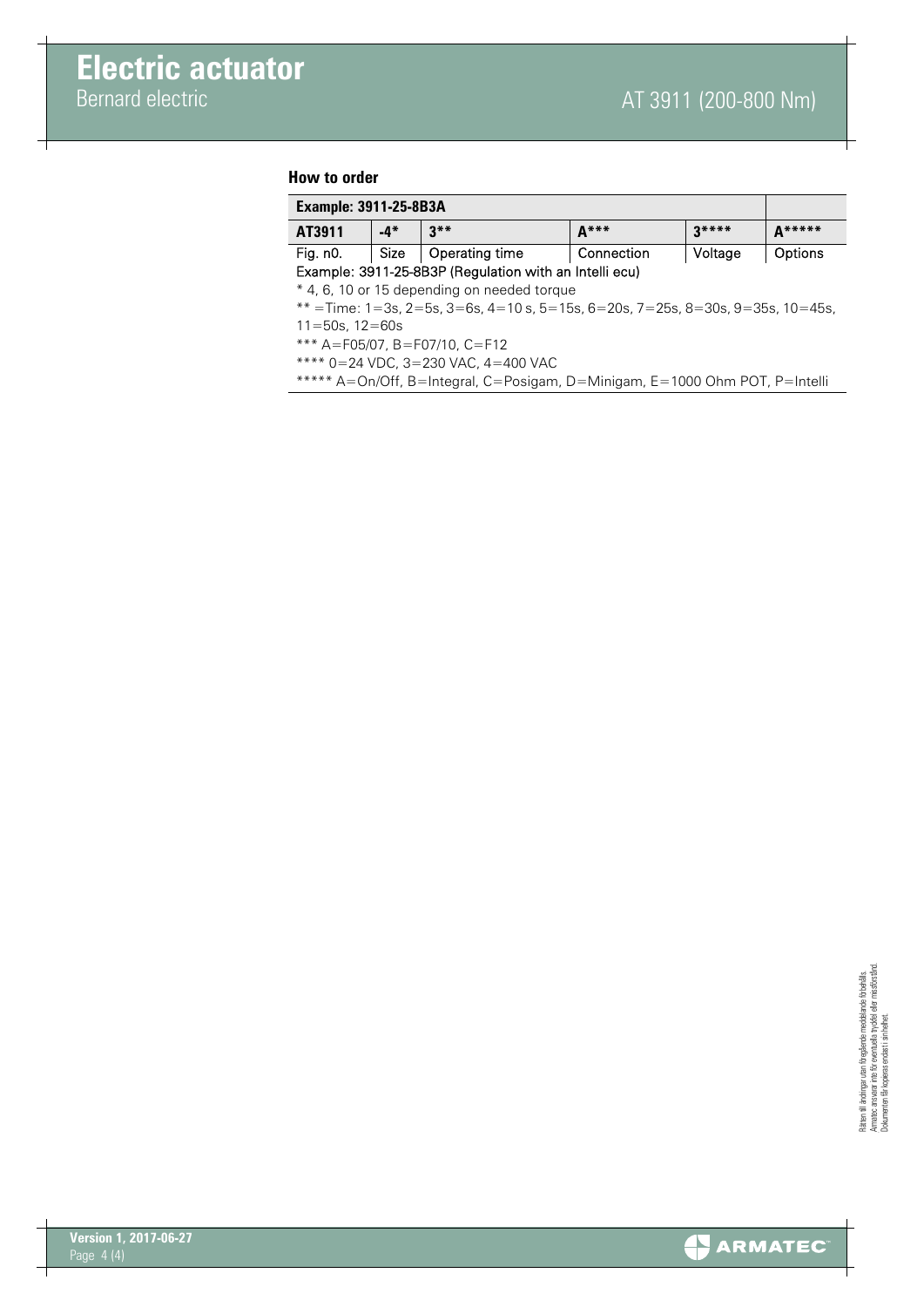# Electric actuator

Bernard electric

AT 3911 (200-800 Nm)

### How to order

| Example: 3911-25-8B3A | | | | | |
|---|---|---|---|---|---|
| **AT3911** | **-4*** | **3**** | **A***** | **3******* | **A********* |
| Fig. n0. | Size | Operating time | Connection | Voltage | Options |

Example: 3911-25-8B3P (Regulation with an Intelli ecu)

* 4, 6, 10 or 15 depending on needed torque

** =Time: 1=3s, 2=5s, 3=6s, 4=10 s, 5=15s, 6=20s, 7=25s, 8=30s, 9=35s, 10=45s, 11=50s, 12=60s

*** A=F05/07, B=F07/10, C=F12

**** 0=24 VDC, 3=230 VAC, 4=400 VAC

***** A=On/Off, B=Integral, C=Posigam, D=Minigam, E=1000 Ohm POT, P=Intelli

Rätten till ändringar utan föregående meddelande förbehålls.
Armatec ansvarar inte för eventuella tryckfel eller missförstånd.
Dokumentet får kopieras endast i sin helhet.

**Version 1, 2017-06-27**